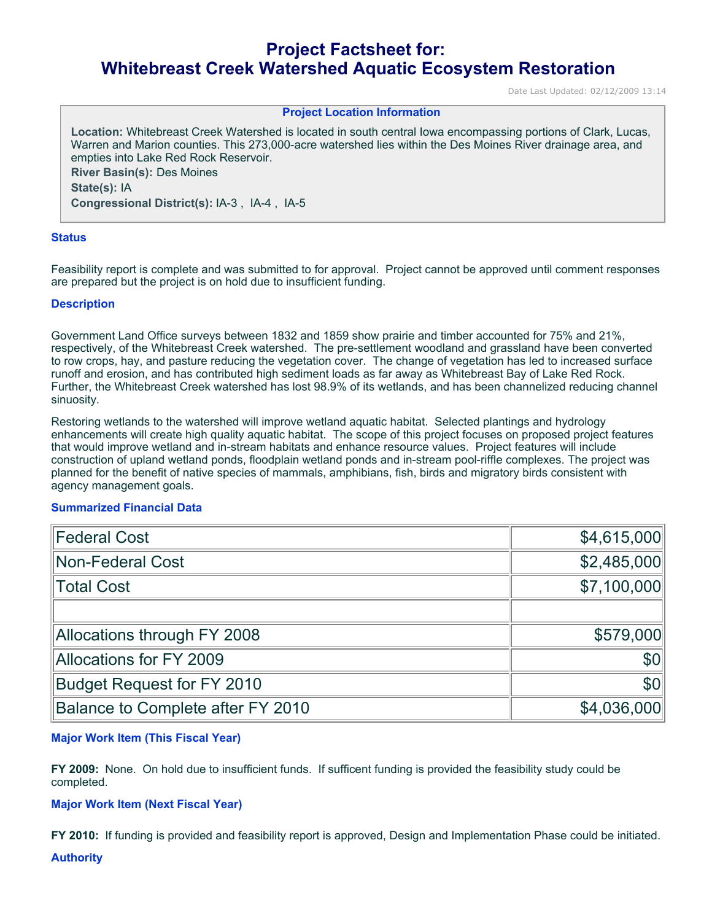# Project Factsheet for: Whitebreast Creek Watershed Aquatic Ecosystem Restoration

Date Last Updated: 02/12/2009 13:14

### Project Location Information

**Location:** Whitebreast Creek Watershed is located in south central Iowa encompassing portions of Clark, Lucas, Warren and Marion counties. This 273,000-acre watershed lies within the Des Moines River drainage area, and empties into Lake Red Rock Reservoir.

**River Basin(s):** Des Moines

**State(s):** IA

**Congressional District(s):** IA-3 , IA-4 , IA-5

### Status

Feasibility report is complete and was submitted to for approval. Project cannot be approved until comment responses are prepared but the project is on hold due to insufficient funding.

### Description

Government Land Office surveys between 1832 and 1859 show prairie and timber accounted for 75% and 21%, respectively, of the Whitebreast Creek watershed. The pre-settlement woodland and grassland have been converted to row crops, hay, and pasture reducing the vegetation cover. The change of vegetation has led to increased surface runoff and erosion, and has contributed high sediment loads as far away as Whitebreast Bay of Lake Red Rock. Further, the Whitebreast Creek watershed has lost 98.9% of its wetlands, and has been channelized reducing channel sinuosity.

Restoring wetlands to the watershed will improve wetland aquatic habitat. Selected plantings and hydrology enhancements will create high quality aquatic habitat. The scope of this project focuses on proposed project features that would improve wetland and in-stream habitats and enhance resource values. Project features will include construction of upland wetland ponds, floodplain wetland ponds and in-stream pool-riffle complexes. The project was planned for the benefit of native species of mammals, amphibians, fish, birds and migratory birds consistent with agency management goals.

### Summarized Financial Data

| | |
|---|---:|
| Federal Cost | $4,615,000 |
| Non-Federal Cost | $2,485,000 |
| Total Cost | $7,100,000 |
| | |
| Allocations through FY 2008 | $579,000 |
| Allocations for FY 2009 | $0 |
| Budget Request for FY 2010 | $0 |
| Balance to Complete after FY 2010 | $4,036,000 |

### Major Work Item (This Fiscal Year)

**FY 2009:** None. On hold due to insufficient funds. If sufficent funding is provided the feasibility study could be completed.

### Major Work Item (Next Fiscal Year)

**FY 2010:** If funding is provided and feasibility report is approved, Design and Implementation Phase could be initiated.

### Authority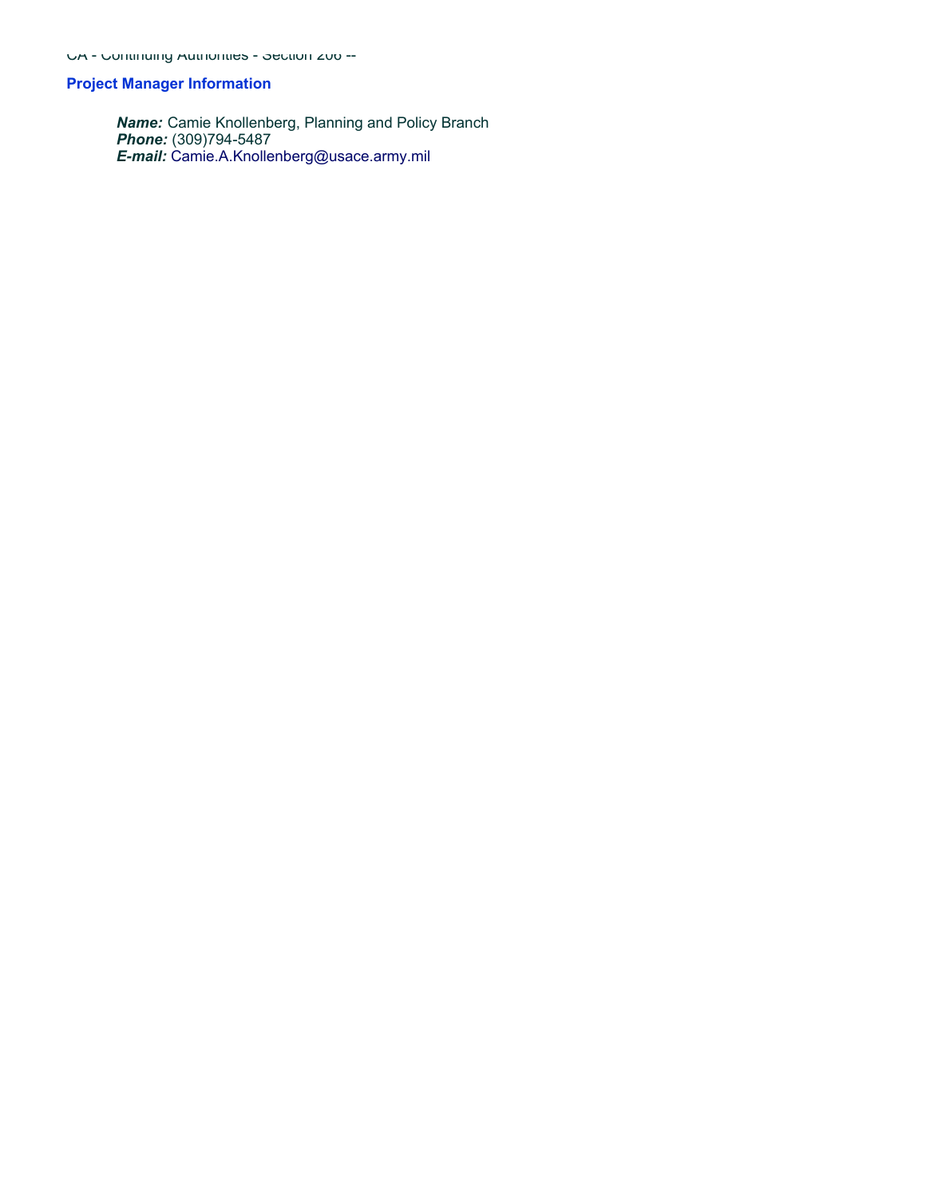CA - Continuing Authorities - Section 206 --

**Project Manager Information**

***Name:*** Camie Knollenberg, Planning and Policy Branch
***Phone:*** (309)794-5487
***E-mail:*** Camie.A.Knollenberg@usace.army.mil